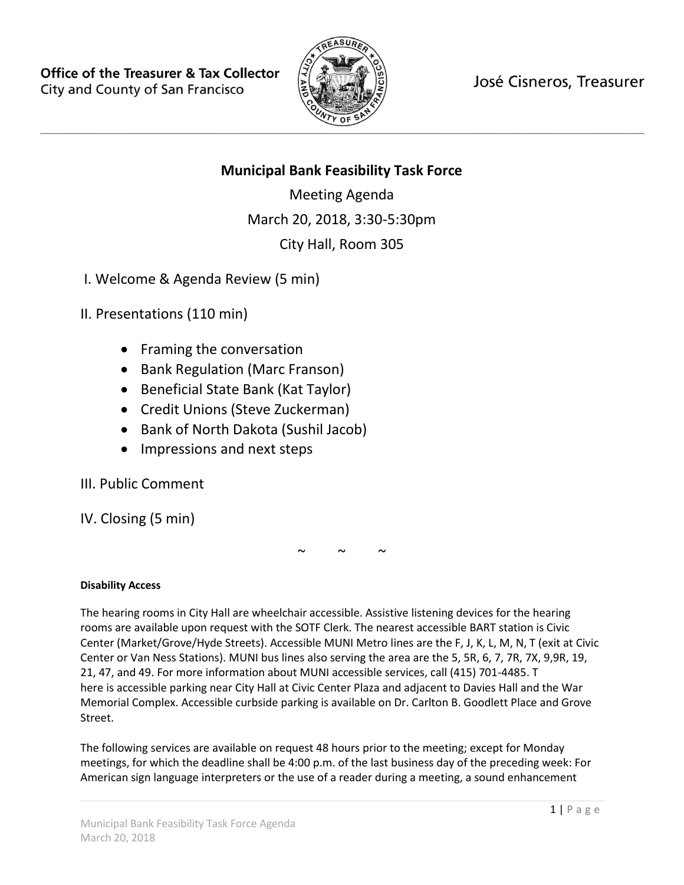**Office of the Treasurer & Tax Collector**
City and County of San Francisco

José Cisneros, Treasurer

# Municipal Bank Feasibility Task Force

Meeting Agenda

March 20, 2018, 3:30-5:30pm

City Hall, Room 305

I. Welcome & Agenda Review (5 min)

II. Presentations (110 min)

- Framing the conversation
- Bank Regulation (Marc Franson)
- Beneficial State Bank (Kat Taylor)
- Credit Unions (Steve Zuckerman)
- Bank of North Dakota (Sushil Jacob)
- Impressions and next steps

III. Public Comment

IV. Closing (5 min)

~ ~ ~

**Disability Access**

The hearing rooms in City Hall are wheelchair accessible. Assistive listening devices for the hearing rooms are available upon request with the SOTF Clerk. The nearest accessible BART station is Civic Center (Market/Grove/Hyde Streets). Accessible MUNI Metro lines are the F, J, K, L, M, N, T (exit at Civic Center or Van Ness Stations). MUNI bus lines also serving the area are the 5, 5R, 6, 7, 7R, 7X, 9,9R, 19, 21, 47, and 49. For more information about MUNI accessible services, call (415) 701-4485. There is accessible parking near City Hall at Civic Center Plaza and adjacent to Davies Hall and the War Memorial Complex. Accessible curbside parking is available on Dr. Carlton B. Goodlett Place and Grove Street.

The following services are available on request 48 hours prior to the meeting; except for Monday meetings, for which the deadline shall be 4:00 p.m. of the last business day of the preceding week: For American sign language interpreters or the use of a reader during a meeting, a sound enhancement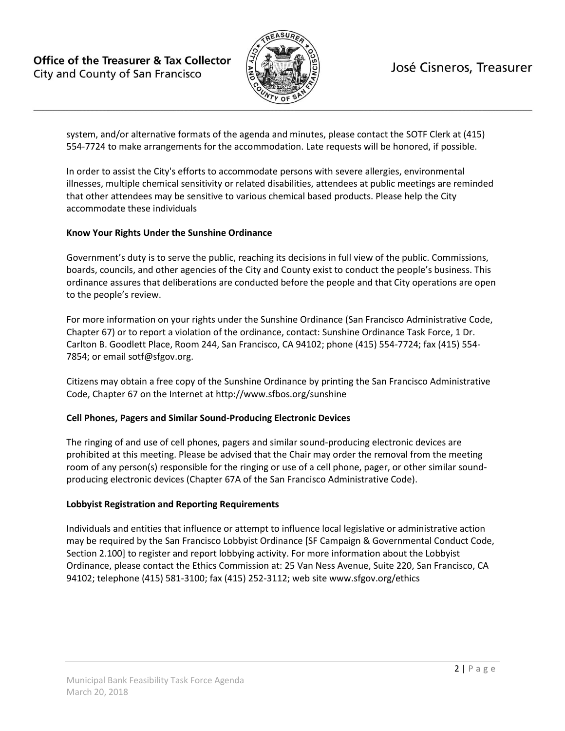system, and/or alternative formats of the agenda and minutes, please contact the SOTF Clerk at (415) 554-7724 to make arrangements for the accommodation. Late requests will be honored, if possible.

In order to assist the City's efforts to accommodate persons with severe allergies, environmental illnesses, multiple chemical sensitivity or related disabilities, attendees at public meetings are reminded that other attendees may be sensitive to various chemical based products. Please help the City accommodate these individuals

**Know Your Rights Under the Sunshine Ordinance**

Government's duty is to serve the public, reaching its decisions in full view of the public. Commissions, boards, councils, and other agencies of the City and County exist to conduct the people's business. This ordinance assures that deliberations are conducted before the people and that City operations are open to the people's review.

For more information on your rights under the Sunshine Ordinance (San Francisco Administrative Code, Chapter 67) or to report a violation of the ordinance, contact: Sunshine Ordinance Task Force, 1 Dr. Carlton B. Goodlett Place, Room 244, San Francisco, CA 94102; phone (415) 554-7724; fax (415) 554-7854; or email sotf@sfgov.org.

Citizens may obtain a free copy of the Sunshine Ordinance by printing the San Francisco Administrative Code, Chapter 67 on the Internet at http://www.sfbos.org/sunshine

**Cell Phones, Pagers and Similar Sound-Producing Electronic Devices**

The ringing of and use of cell phones, pagers and similar sound-producing electronic devices are prohibited at this meeting. Please be advised that the Chair may order the removal from the meeting room of any person(s) responsible for the ringing or use of a cell phone, pager, or other similar sound-producing electronic devices (Chapter 67A of the San Francisco Administrative Code).

**Lobbyist Registration and Reporting Requirements**

Individuals and entities that influence or attempt to influence local legislative or administrative action may be required by the San Francisco Lobbyist Ordinance [SF Campaign & Governmental Conduct Code, Section 2.100] to register and report lobbying activity. For more information about the Lobbyist Ordinance, please contact the Ethics Commission at: 25 Van Ness Avenue, Suite 220, San Francisco, CA 94102; telephone (415) 581-3100; fax (415) 252-3112; web site www.sfgov.org/ethics